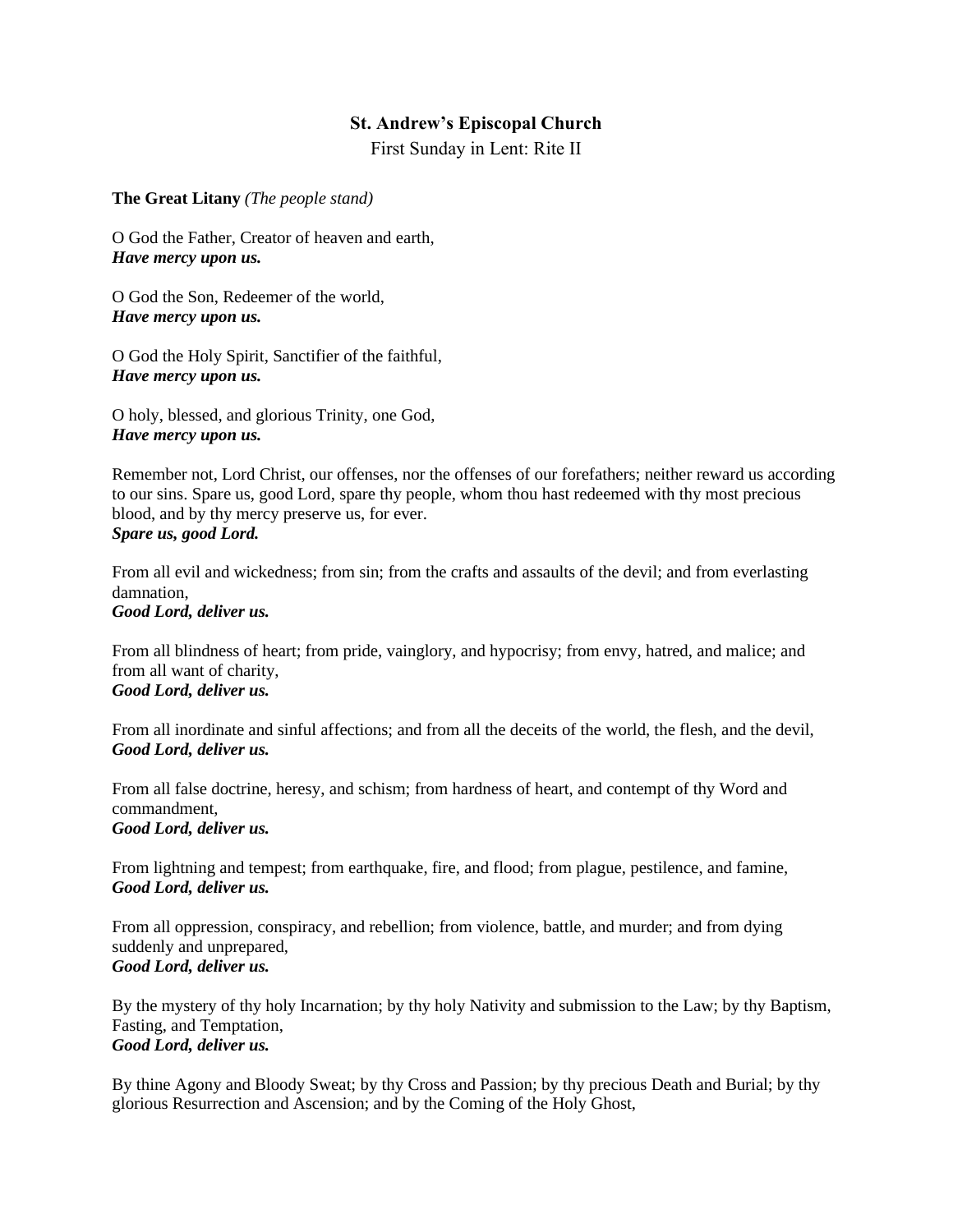**St. Andrew's Episcopal Church**

First Sunday in Lent: Rite II

**The Great Litany** *(The people stand)*

O God the Father, Creator of heaven and earth,
***Have mercy upon us.***

O God the Son, Redeemer of the world,
***Have mercy upon us.***

O God the Holy Spirit, Sanctifier of the faithful,
***Have mercy upon us.***

O holy, blessed, and glorious Trinity, one God,
***Have mercy upon us.***

Remember not, Lord Christ, our offenses, nor the offenses of our forefathers; neither reward us according to our sins. Spare us, good Lord, spare thy people, whom thou hast redeemed with thy most precious blood, and by thy mercy preserve us, for ever.
***Spare us, good Lord.***

From all evil and wickedness; from sin; from the crafts and assaults of the devil; and from everlasting damnation,
***Good Lord, deliver us.***

From all blindness of heart; from pride, vainglory, and hypocrisy; from envy, hatred, and malice; and from all want of charity,
***Good Lord, deliver us.***

From all inordinate and sinful affections; and from all the deceits of the world, the flesh, and the devil,
***Good Lord, deliver us.***

From all false doctrine, heresy, and schism; from hardness of heart, and contempt of thy Word and commandment,
***Good Lord, deliver us.***

From lightning and tempest; from earthquake, fire, and flood; from plague, pestilence, and famine,
***Good Lord, deliver us.***

From all oppression, conspiracy, and rebellion; from violence, battle, and murder; and from dying suddenly and unprepared,
***Good Lord, deliver us.***

By the mystery of thy holy Incarnation; by thy holy Nativity and submission to the Law; by thy Baptism, Fasting, and Temptation,
***Good Lord, deliver us.***

By thine Agony and Bloody Sweat; by thy Cross and Passion; by thy precious Death and Burial; by thy glorious Resurrection and Ascension; and by the Coming of the Holy Ghost,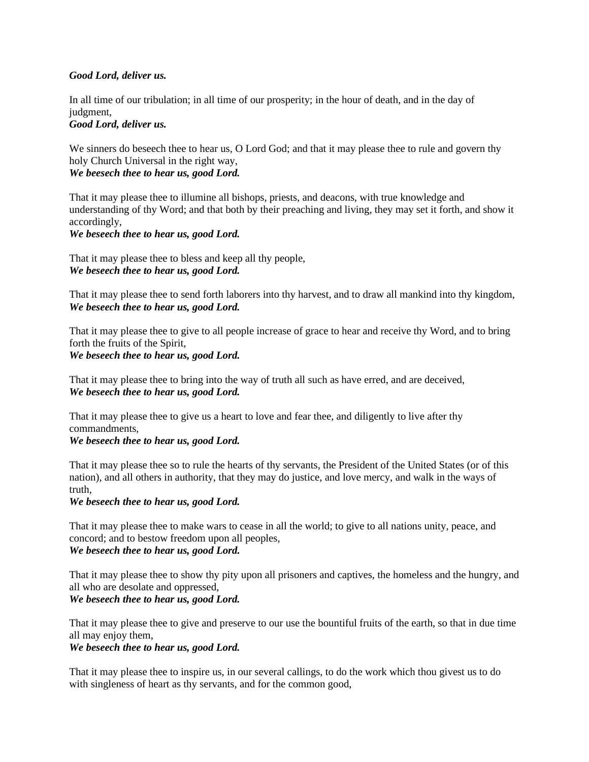***Good Lord, deliver us.***

In all time of our tribulation; in all time of our prosperity; in the hour of death, and in the day of judgment,
***Good Lord, deliver us.***

We sinners do beseech thee to hear us, O Lord God; and that it may please thee to rule and govern thy holy Church Universal in the right way,
***We beesech thee to hear us, good Lord.***

That it may please thee to illumine all bishops, priests, and deacons, with true knowledge and understanding of thy Word; and that both by their preaching and living, they may set it forth, and show it accordingly,
***We beseech thee to hear us, good Lord.***

That it may please thee to bless and keep all thy people,
***We beseech thee to hear us, good Lord.***

That it may please thee to send forth laborers into thy harvest, and to draw all mankind into thy kingdom,
***We beseech thee to hear us, good Lord.***

That it may please thee to give to all people increase of grace to hear and receive thy Word, and to bring forth the fruits of the Spirit,
***We beseech thee to hear us, good Lord.***

That it may please thee to bring into the way of truth all such as have erred, and are deceived,
***We beseech thee to hear us, good Lord.***

That it may please thee to give us a heart to love and fear thee, and diligently to live after thy commandments,
***We beseech thee to hear us, good Lord.***

That it may please thee so to rule the hearts of thy servants, the President of the United States (or of this nation), and all others in authority, that they may do justice, and love mercy, and walk in the ways of truth,
***We beseech thee to hear us, good Lord.***

That it may please thee to make wars to cease in all the world; to give to all nations unity, peace, and concord; and to bestow freedom upon all peoples,
***We beseech thee to hear us, good Lord.***

That it may please thee to show thy pity upon all prisoners and captives, the homeless and the hungry, and all who are desolate and oppressed,
***We beseech thee to hear us, good Lord.***

That it may please thee to give and preserve to our use the bountiful fruits of the earth, so that in due time all may enjoy them,
***We beseech thee to hear us, good Lord.***

That it may please thee to inspire us, in our several callings, to do the work which thou givest us to do with singleness of heart as thy servants, and for the common good,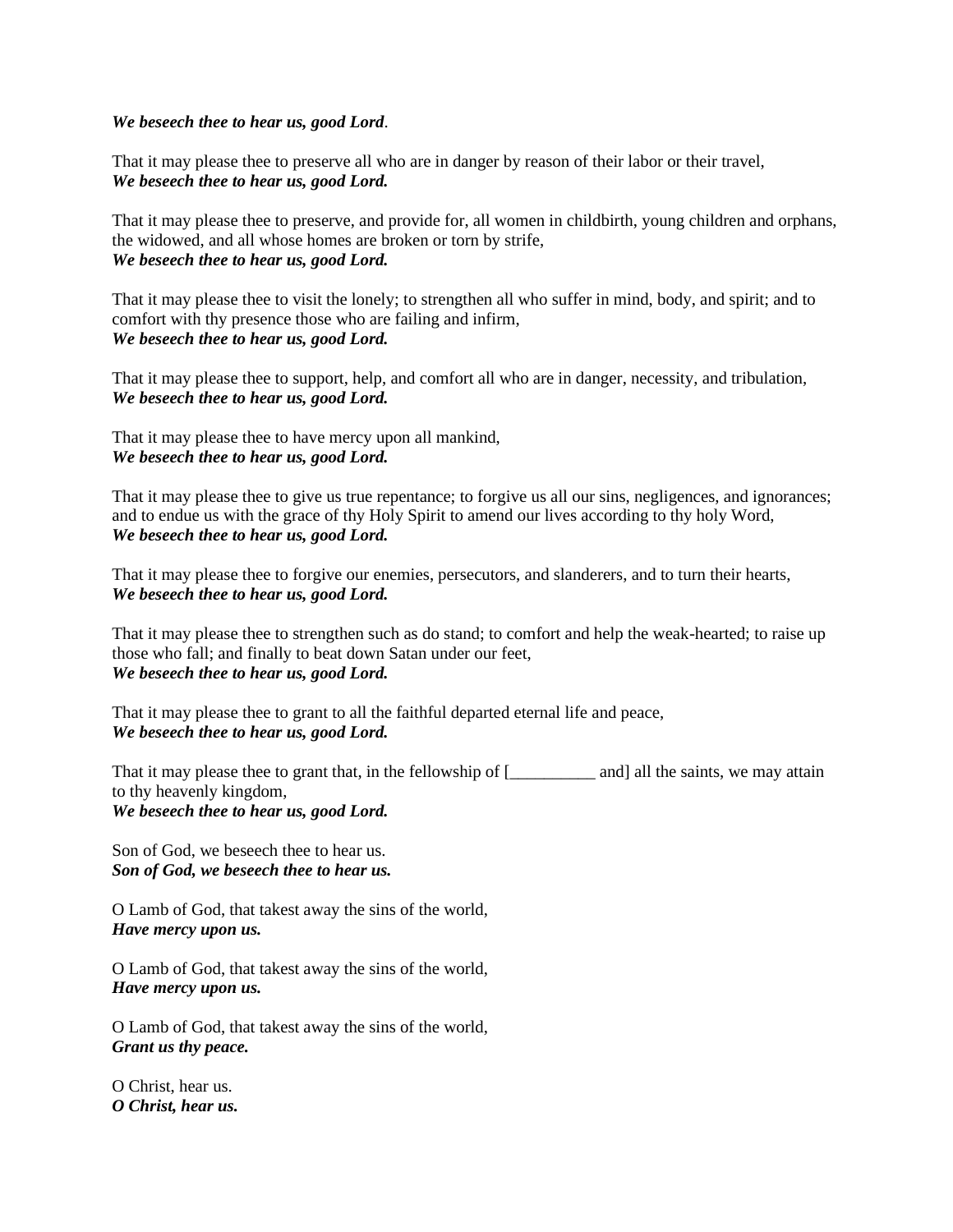***We beseech thee to hear us, good Lord*.**

That it may please thee to preserve all who are in danger by reason of their labor or their travel,
***We beseech thee to hear us, good Lord.***

That it may please thee to preserve, and provide for, all women in childbirth, young children and orphans, the widowed, and all whose homes are broken or torn by strife,
***We beseech thee to hear us, good Lord.***

That it may please thee to visit the lonely; to strengthen all who suffer in mind, body, and spirit; and to comfort with thy presence those who are failing and infirm,
***We beseech thee to hear us, good Lord.***

That it may please thee to support, help, and comfort all who are in danger, necessity, and tribulation,
***We beseech thee to hear us, good Lord.***

That it may please thee to have mercy upon all mankind,
***We beseech thee to hear us, good Lord.***

That it may please thee to give us true repentance; to forgive us all our sins, negligences, and ignorances; and to endue us with the grace of thy Holy Spirit to amend our lives according to thy holy Word,
***We beseech thee to hear us, good Lord.***

That it may please thee to forgive our enemies, persecutors, and slanderers, and to turn their hearts,
***We beseech thee to hear us, good Lord.***

That it may please thee to strengthen such as do stand; to comfort and help the weak-hearted; to raise up those who fall; and finally to beat down Satan under our feet,
***We beseech thee to hear us, good Lord.***

That it may please thee to grant to all the faithful departed eternal life and peace,
***We beseech thee to hear us, good Lord.***

That it may please thee to grant that, in the fellowship of [__________ and] all the saints, we may attain to thy heavenly kingdom,
***We beseech thee to hear us, good Lord.***

Son of God, we beseech thee to hear us.
***Son of God, we beseech thee to hear us.***

O Lamb of God, that takest away the sins of the world,
***Have mercy upon us.***

O Lamb of God, that takest away the sins of the world,
***Have mercy upon us.***

O Lamb of God, that takest away the sins of the world,
***Grant us thy peace.***

O Christ, hear us.
***O Christ, hear us.***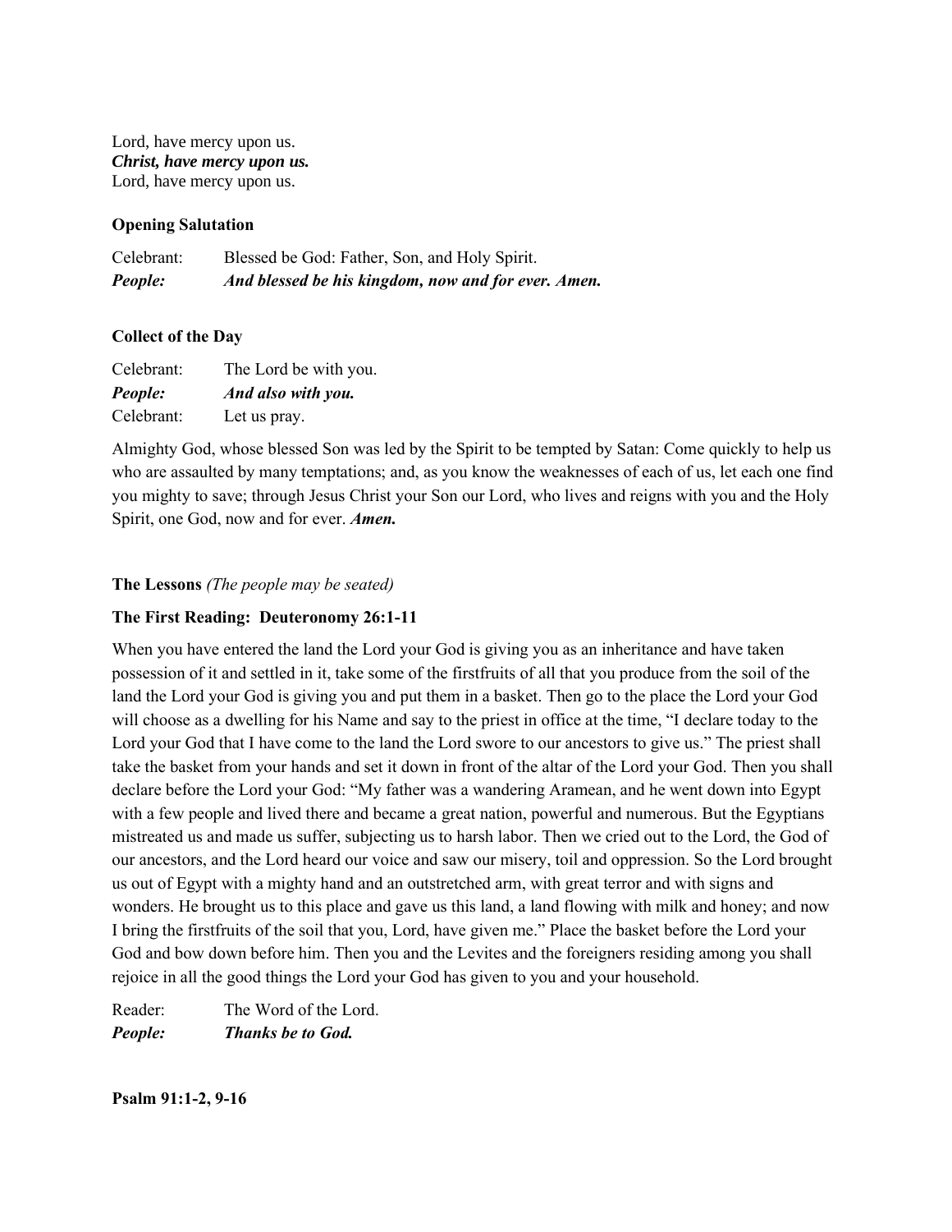Lord, have mercy upon us.
***Christ, have mercy upon us.***
Lord, have mercy upon us.

**Opening Salutation**

Celebrant: Blessed be God: Father, Son, and Holy Spirit.
***People: And blessed be his kingdom, now and for ever. Amen.***

**Collect of the Day**

Celebrant: The Lord be with you.
***People: And also with you.***
Celebrant: Let us pray.

Almighty God, whose blessed Son was led by the Spirit to be tempted by Satan: Come quickly to help us who are assaulted by many temptations; and, as you know the weaknesses of each of us, let each one find you mighty to save; through Jesus Christ your Son our Lord, who lives and reigns with you and the Holy Spirit, one God, now and for ever. ***Amen.***

**The Lessons** *(The people may be seated)*

**The First Reading: Deuteronomy 26:1-11**

When you have entered the land the Lord your God is giving you as an inheritance and have taken possession of it and settled in it, take some of the firstfruits of all that you produce from the soil of the land the Lord your God is giving you and put them in a basket. Then go to the place the Lord your God will choose as a dwelling for his Name and say to the priest in office at the time, "I declare today to the Lord your God that I have come to the land the Lord swore to our ancestors to give us." The priest shall take the basket from your hands and set it down in front of the altar of the Lord your God. Then you shall declare before the Lord your God: "My father was a wandering Aramean, and he went down into Egypt with a few people and lived there and became a great nation, powerful and numerous. But the Egyptians mistreated us and made us suffer, subjecting us to harsh labor. Then we cried out to the Lord, the God of our ancestors, and the Lord heard our voice and saw our misery, toil and oppression. So the Lord brought us out of Egypt with a mighty hand and an outstretched arm, with great terror and with signs and wonders. He brought us to this place and gave us this land, a land flowing with milk and honey; and now I bring the firstfruits of the soil that you, Lord, have given me." Place the basket before the Lord your God and bow down before him. Then you and the Levites and the foreigners residing among you shall rejoice in all the good things the Lord your God has given to you and your household.

Reader: The Word of the Lord.
***People: Thanks be to God.***

**Psalm 91:1-2, 9-16**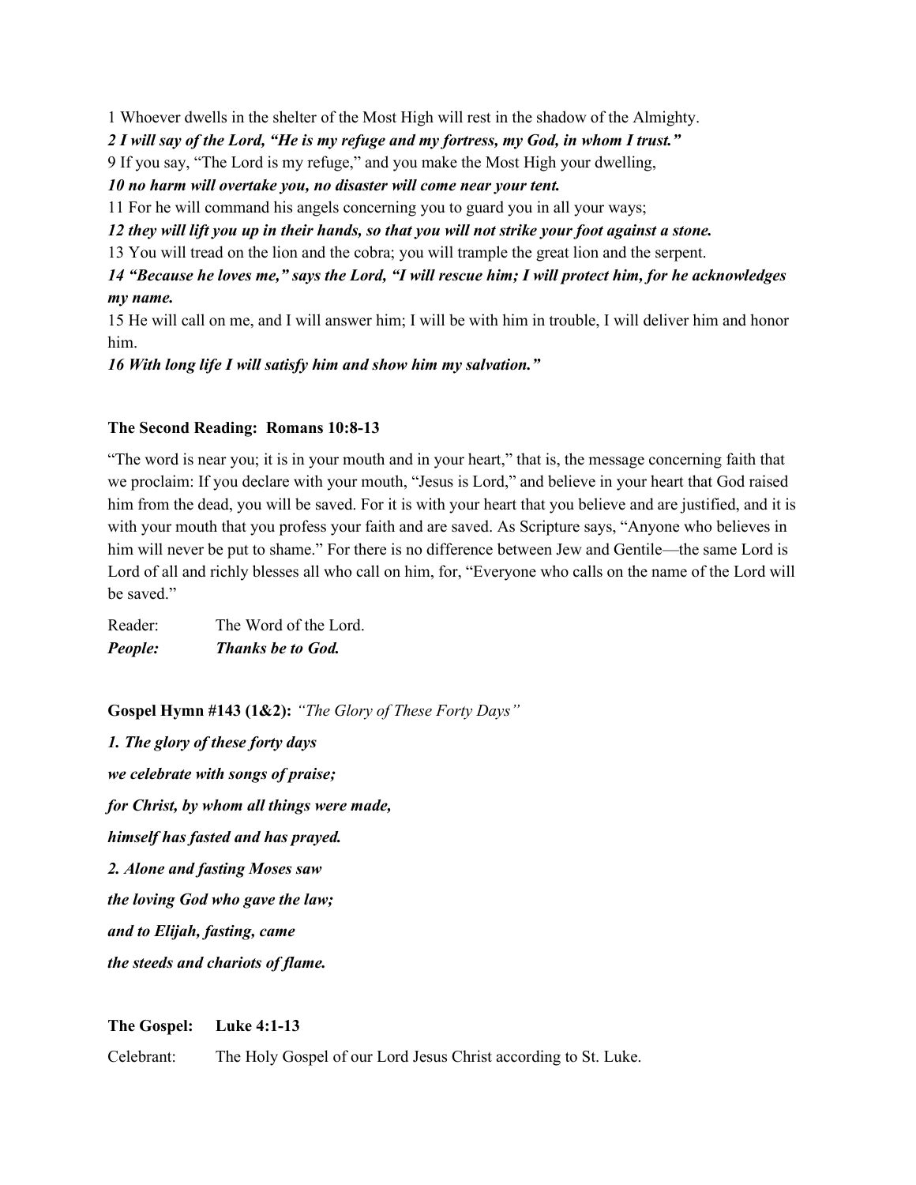1 Whoever dwells in the shelter of the Most High will rest in the shadow of the Almighty.

***2 I will say of the Lord, "He is my refuge and my fortress, my God, in whom I trust."***

9 If you say, "The Lord is my refuge," and you make the Most High your dwelling,

***10 no harm will overtake you, no disaster will come near your tent.***

11 For he will command his angels concerning you to guard you in all your ways;

***12 they will lift you up in their hands, so that you will not strike your foot against a stone.***

13 You will tread on the lion and the cobra; you will trample the great lion and the serpent.

***14 "Because he loves me," says the Lord, "I will rescue him; I will protect him, for he acknowledges my name.***

15 He will call on me, and I will answer him; I will be with him in trouble, I will deliver him and honor him.

***16 With long life I will satisfy him and show him my salvation."***

**The Second Reading: Romans 10:8-13**

"The word is near you; it is in your mouth and in your heart," that is, the message concerning faith that we proclaim: If you declare with your mouth, "Jesus is Lord," and believe in your heart that God raised him from the dead, you will be saved. For it is with your heart that you believe and are justified, and it is with your mouth that you profess your faith and are saved. As Scripture says, "Anyone who believes in him will never be put to shame." For there is no difference between Jew and Gentile—the same Lord is Lord of all and richly blesses all who call on him, for, "Everyone who calls on the name of the Lord will be saved."

Reader: The Word of the Lord.
***People: Thanks be to God.***

**Gospel Hymn #143 (1&2):** *"The Glory of These Forty Days"*

***1. The glory of these forty days***

***we celebrate with songs of praise;***

***for Christ, by whom all things were made,***

***himself has fasted and has prayed.***

***2. Alone and fasting Moses saw***

***the loving God who gave the law;***

***and to Elijah, fasting, came***

***the steeds and chariots of flame.***

**The Gospel: Luke 4:1-13**

Celebrant: The Holy Gospel of our Lord Jesus Christ according to St. Luke.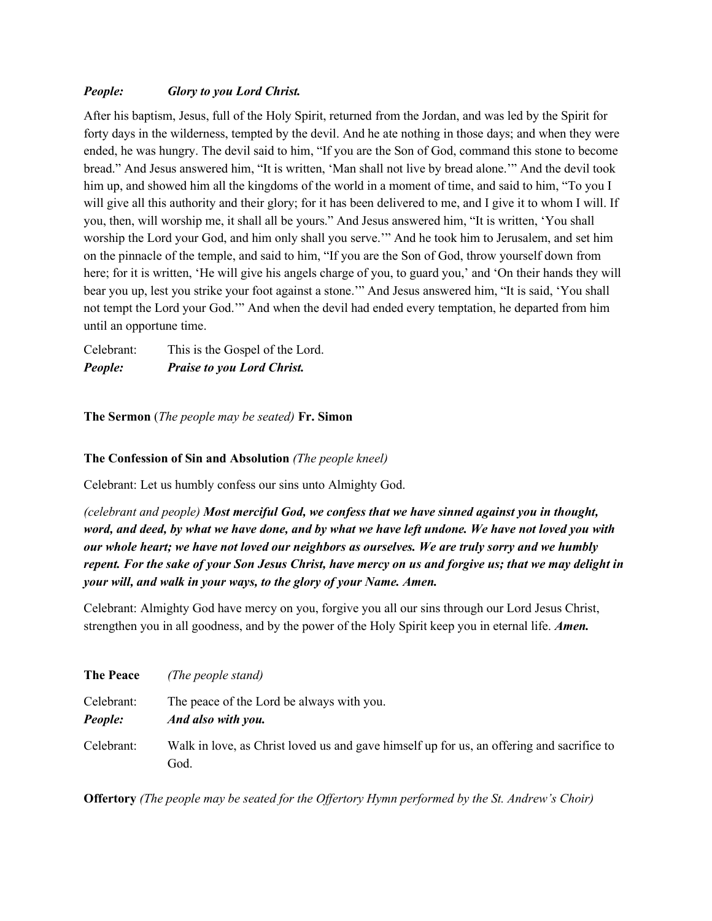***People:*** ***Glory to you Lord Christ.***

After his baptism, Jesus, full of the Holy Spirit, returned from the Jordan, and was led by the Spirit for forty days in the wilderness, tempted by the devil. And he ate nothing in those days; and when they were ended, he was hungry. The devil said to him, "If you are the Son of God, command this stone to become bread." And Jesus answered him, "It is written, 'Man shall not live by bread alone.'" And the devil took him up, and showed him all the kingdoms of the world in a moment of time, and said to him, "To you I will give all this authority and their glory; for it has been delivered to me, and I give it to whom I will. If you, then, will worship me, it shall all be yours." And Jesus answered him, "It is written, 'You shall worship the Lord your God, and him only shall you serve.'" And he took him to Jerusalem, and set him on the pinnacle of the temple, and said to him, "If you are the Son of God, throw yourself down from here; for it is written, 'He will give his angels charge of you, to guard you,' and 'On their hands they will bear you up, lest you strike your foot against a stone.'" And Jesus answered him, "It is said, 'You shall not tempt the Lord your God.'" And when the devil had ended every temptation, he departed from him until an opportune time.

Celebrant: This is the Gospel of the Lord.
***People:*** ***Praise to you Lord Christ.***

**The Sermon** (*The people may be seated)* **Fr. Simon**

**The Confession of Sin and Absolution** *(The people kneel)*

Celebrant: Let us humbly confess our sins unto Almighty God.

*(celebrant and people)* ***Most merciful God, we confess that we have sinned against you in thought, word, and deed, by what we have done, and by what we have left undone. We have not loved you with our whole heart; we have not loved our neighbors as ourselves. We are truly sorry and we humbly repent. For the sake of your Son Jesus Christ, have mercy on us and forgive us; that we may delight in your will, and walk in your ways, to the glory of your Name. Amen.***

Celebrant: Almighty God have mercy on you, forgive you all our sins through our Lord Jesus Christ, strengthen you in all goodness, and by the power of the Holy Spirit keep you in eternal life. ***Amen.***

**The Peace** *(The people stand)*

Celebrant: The peace of the Lord be always with you.
***People:*** ***And also with you.***

Celebrant: Walk in love, as Christ loved us and gave himself up for us, an offering and sacrifice to God.

**Offertory** *(The people may be seated for the Offertory Hymn performed by the St. Andrew's Choir)*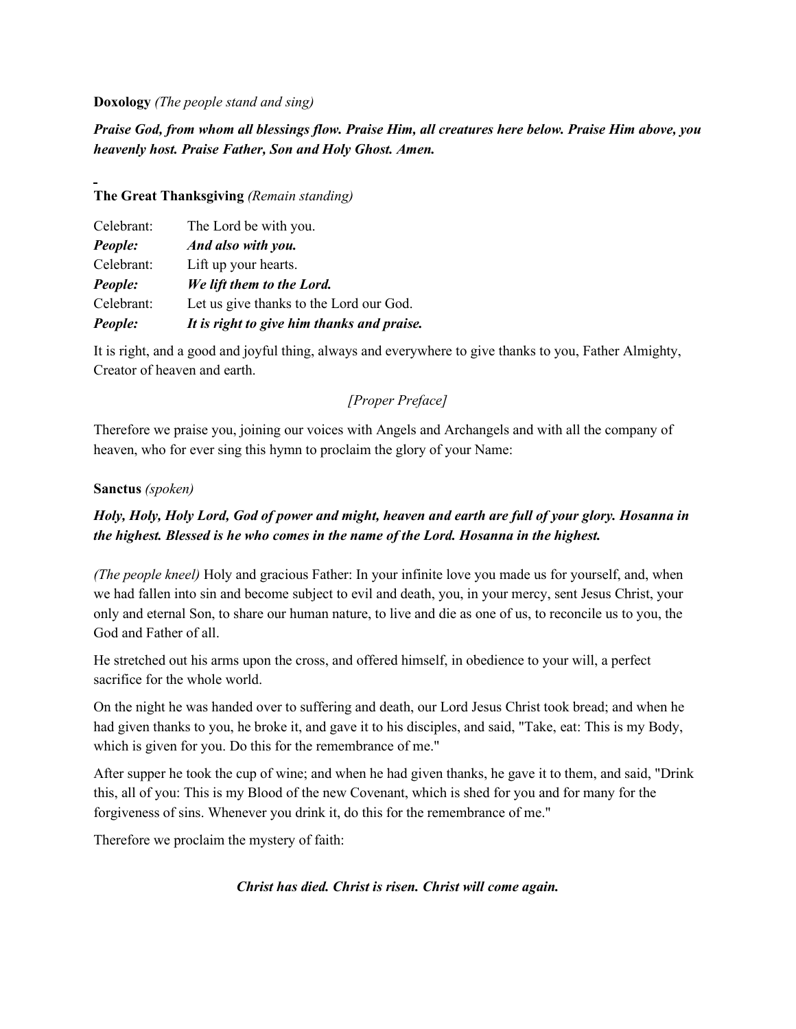**Doxology** *(The people stand and sing)*

***Praise God, from whom all blessings flow. Praise Him, all creatures here below. Praise Him above, you heavenly host. Praise Father, Son and Holy Ghost. Amen.***

**The Great Thanksgiving** *(Remain standing)*

| | |
|---|---|
| Celebrant: | The Lord be with you. |
| ***People:*** | ***And also with you.*** |
| Celebrant: | Lift up your hearts. |
| ***People:*** | ***We lift them to the Lord.*** |
| Celebrant: | Let us give thanks to the Lord our God. |
| ***People:*** | ***It is right to give him thanks and praise.*** |

It is right, and a good and joyful thing, always and everywhere to give thanks to you, Father Almighty, Creator of heaven and earth.

*[Proper Preface]*

Therefore we praise you, joining our voices with Angels and Archangels and with all the company of heaven, who for ever sing this hymn to proclaim the glory of your Name:

**Sanctus** *(spoken)*

***Holy, Holy, Holy Lord, God of power and might, heaven and earth are full of your glory. Hosanna in the highest. Blessed is he who comes in the name of the Lord. Hosanna in the highest.***

*(The people kneel)* Holy and gracious Father: In your infinite love you made us for yourself, and, when we had fallen into sin and become subject to evil and death, you, in your mercy, sent Jesus Christ, your only and eternal Son, to share our human nature, to live and die as one of us, to reconcile us to you, the God and Father of all.

He stretched out his arms upon the cross, and offered himself, in obedience to your will, a perfect sacrifice for the whole world.

On the night he was handed over to suffering and death, our Lord Jesus Christ took bread; and when he had given thanks to you, he broke it, and gave it to his disciples, and said, "Take, eat: This is my Body, which is given for you. Do this for the remembrance of me."

After supper he took the cup of wine; and when he had given thanks, he gave it to them, and said, "Drink this, all of you: This is my Blood of the new Covenant, which is shed for you and for many for the forgiveness of sins. Whenever you drink it, do this for the remembrance of me."

Therefore we proclaim the mystery of faith:

***Christ has died. Christ is risen. Christ will come again.***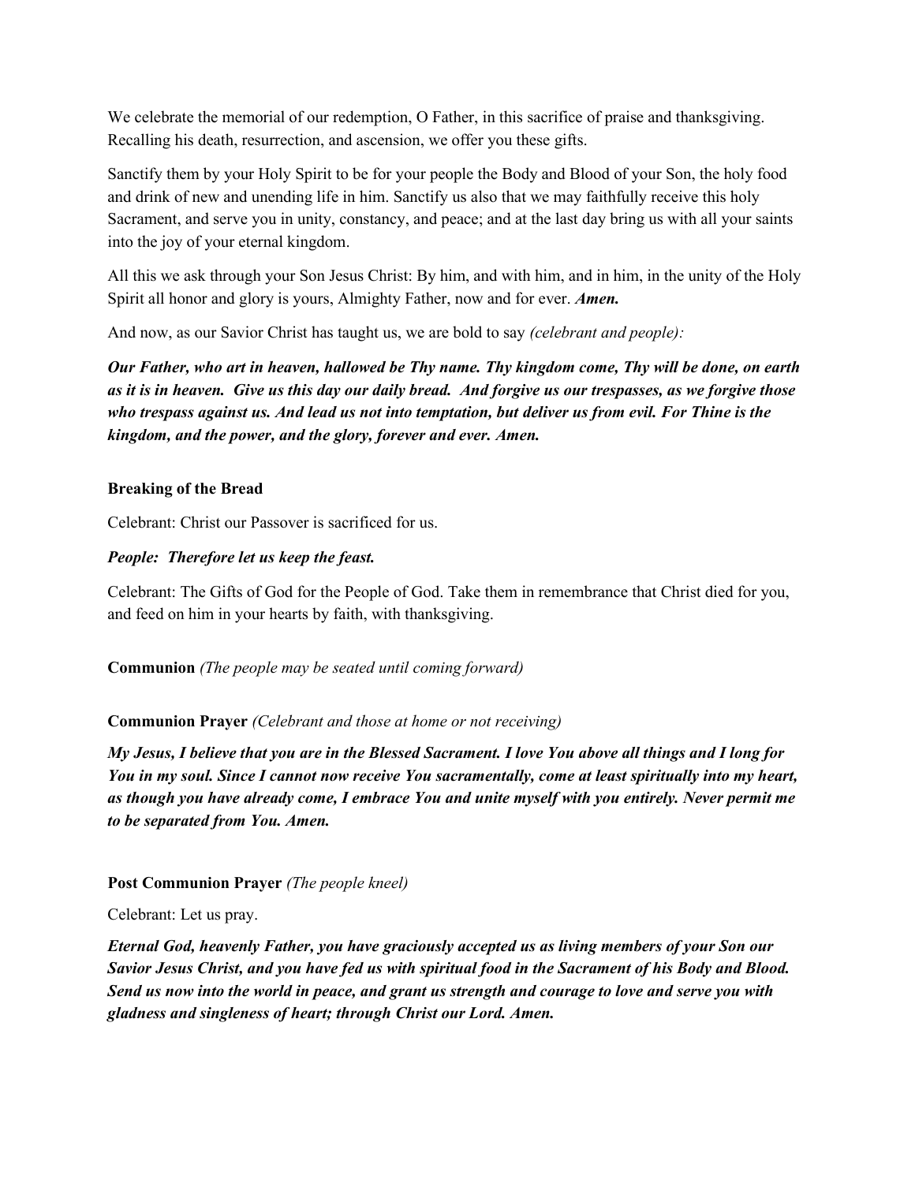We celebrate the memorial of our redemption, O Father, in this sacrifice of praise and thanksgiving. Recalling his death, resurrection, and ascension, we offer you these gifts.

Sanctify them by your Holy Spirit to be for your people the Body and Blood of your Son, the holy food and drink of new and unending life in him. Sanctify us also that we may faithfully receive this holy Sacrament, and serve you in unity, constancy, and peace; and at the last day bring us with all your saints into the joy of your eternal kingdom.

All this we ask through your Son Jesus Christ: By him, and with him, and in him, in the unity of the Holy Spirit all honor and glory is yours, Almighty Father, now and for ever. ***Amen.***

And now, as our Savior Christ has taught us, we are bold to say *(celebrant and people):*

***Our Father, who art in heaven, hallowed be Thy name. Thy kingdom come, Thy will be done, on earth as it is in heaven. Give us this day our daily bread. And forgive us our trespasses, as we forgive those who trespass against us. And lead us not into temptation, but deliver us from evil. For Thine is the kingdom, and the power, and the glory, forever and ever. Amen.***

**Breaking of the Bread**

Celebrant: Christ our Passover is sacrificed for us.

***People: Therefore let us keep the feast.***

Celebrant: The Gifts of God for the People of God. Take them in remembrance that Christ died for you, and feed on him in your hearts by faith, with thanksgiving.

**Communion** *(The people may be seated until coming forward)*

**Communion Prayer** *(Celebrant and those at home or not receiving)*

***My Jesus, I believe that you are in the Blessed Sacrament. I love You above all things and I long for You in my soul. Since I cannot now receive You sacramentally, come at least spiritually into my heart, as though you have already come, I embrace You and unite myself with you entirely. Never permit me to be separated from You. Amen.***

**Post Communion Prayer** *(The people kneel)*

Celebrant: Let us pray.

***Eternal God, heavenly Father, you have graciously accepted us as living members of your Son our Savior Jesus Christ, and you have fed us with spiritual food in the Sacrament of his Body and Blood. Send us now into the world in peace, and grant us strength and courage to love and serve you with gladness and singleness of heart; through Christ our Lord. Amen.***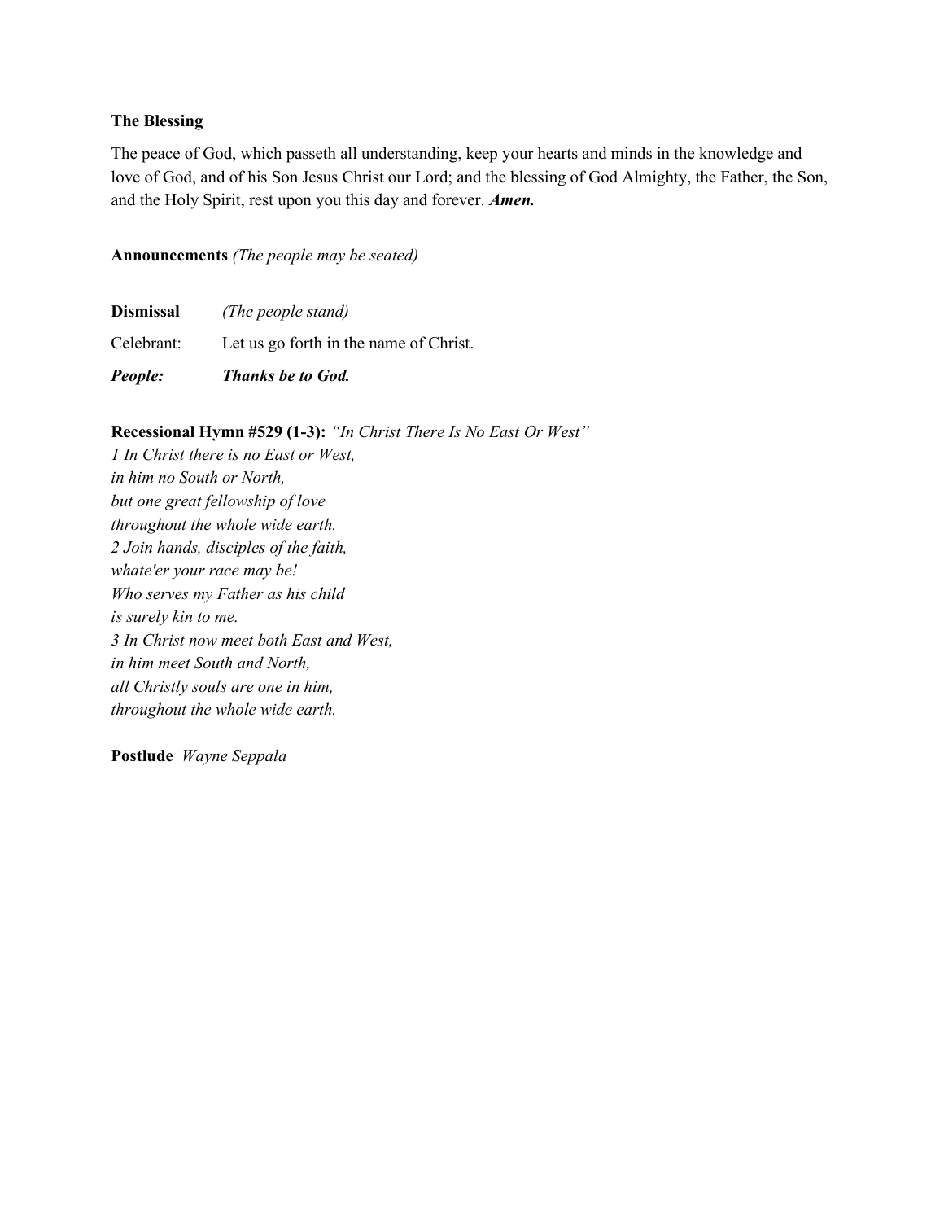**The Blessing**

The peace of God, which passeth all understanding, keep your hearts and minds in the knowledge and love of God, and of his Son Jesus Christ our Lord; and the blessing of God Almighty, the Father, the Son, and the Holy Spirit, rest upon you this day and forever. ***Amen.***

**Announcements** *(The people may be seated)*

**Dismissal** *(The people stand)*

Celebrant: Let us go forth in the name of Christ.

***People: Thanks be to God.***

**Recessional Hymn #529 (1-3):** *"In Christ There Is No East Or West"*

*1 In Christ there is no East or West,*
*in him no South or North,*
*but one great fellowship of love*
*throughout the whole wide earth.*
*2 Join hands, disciples of the faith,*
*whate'er your race may be!*
*Who serves my Father as his child*
*is surely kin to me.*
*3 In Christ now meet both East and West,*
*in him meet South and North,*
*all Christly souls are one in him,*
*throughout the whole wide earth.*

**Postlude** *Wayne Seppala*